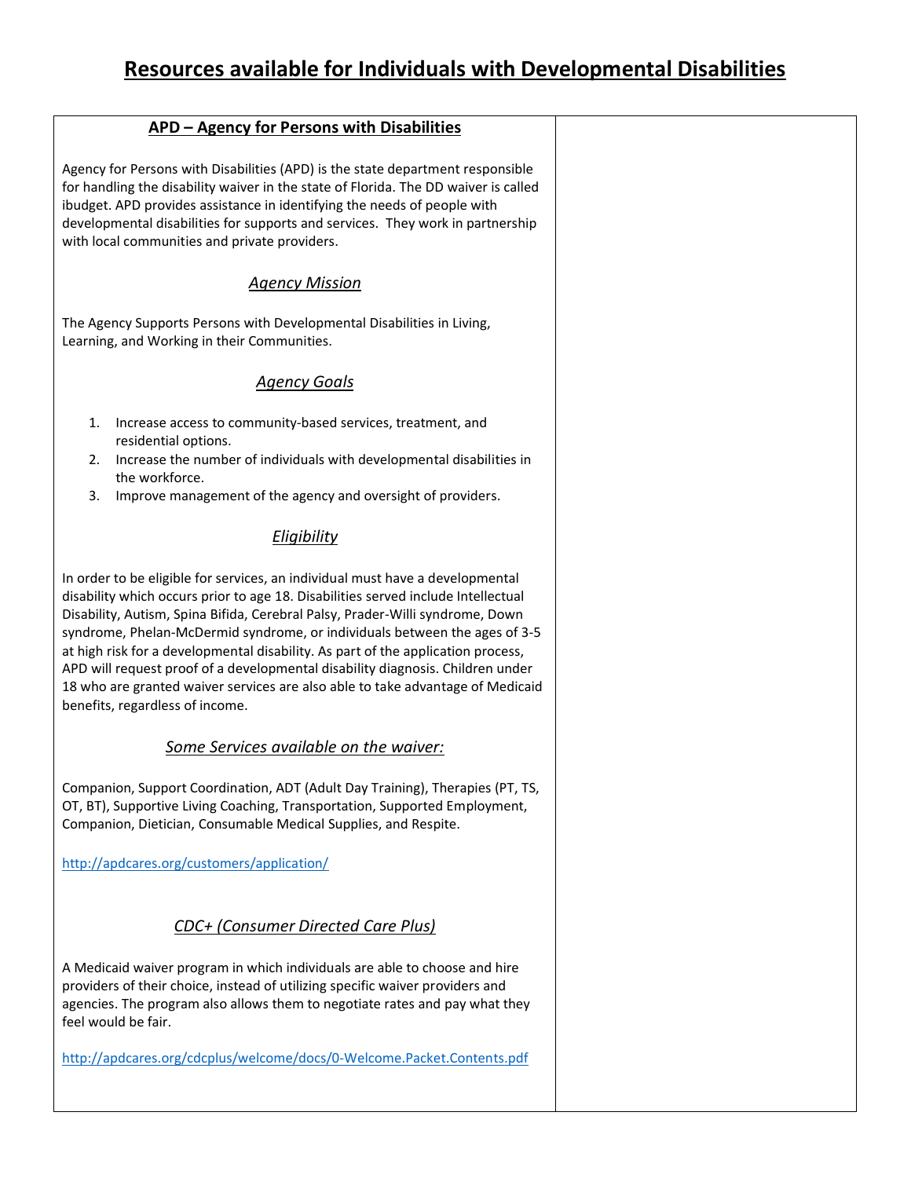# Resources available for Individuals with Developmental Disabilities

## APD – Agency for Persons with Disabilities

Agency for Persons with Disabilities (APD) is the state department responsible for handling the disability waiver in the state of Florida. The DD waiver is called ibudget. APD provides assistance in identifying the needs of people with developmental disabilities for supports and services. They work in partnership with local communities and private providers.

### *Agency Mission*

The Agency Supports Persons with Developmental Disabilities in Living, Learning, and Working in their Communities.

### *Agency Goals*

1. Increase access to community-based services, treatment, and residential options.
2. Increase the number of individuals with developmental disabilities in the workforce.
3. Improve management of the agency and oversight of providers.

### *Eligibility*

In order to be eligible for services, an individual must have a developmental disability which occurs prior to age 18. Disabilities served include Intellectual Disability, Autism, Spina Bifida, Cerebral Palsy, Prader-Willi syndrome, Down syndrome, Phelan-McDermid syndrome, or individuals between the ages of 3-5 at high risk for a developmental disability. As part of the application process, APD will request proof of a developmental disability diagnosis. Children under 18 who are granted waiver services are also able to take advantage of Medicaid benefits, regardless of income.

### *Some Services available on the waiver:*

Companion, Support Coordination, ADT (Adult Day Training), Therapies (PT, TS, OT, BT), Supportive Living Coaching, Transportation, Supported Employment, Companion, Dietician, Consumable Medical Supplies, and Respite.

http://apdcares.org/customers/application/

### *CDC+ (Consumer Directed Care Plus)*

A Medicaid waiver program in which individuals are able to choose and hire providers of their choice, instead of utilizing specific waiver providers and agencies. The program also allows them to negotiate rates and pay what they feel would be fair.

http://apdcares.org/cdcplus/welcome/docs/0-Welcome.Packet.Contents.pdf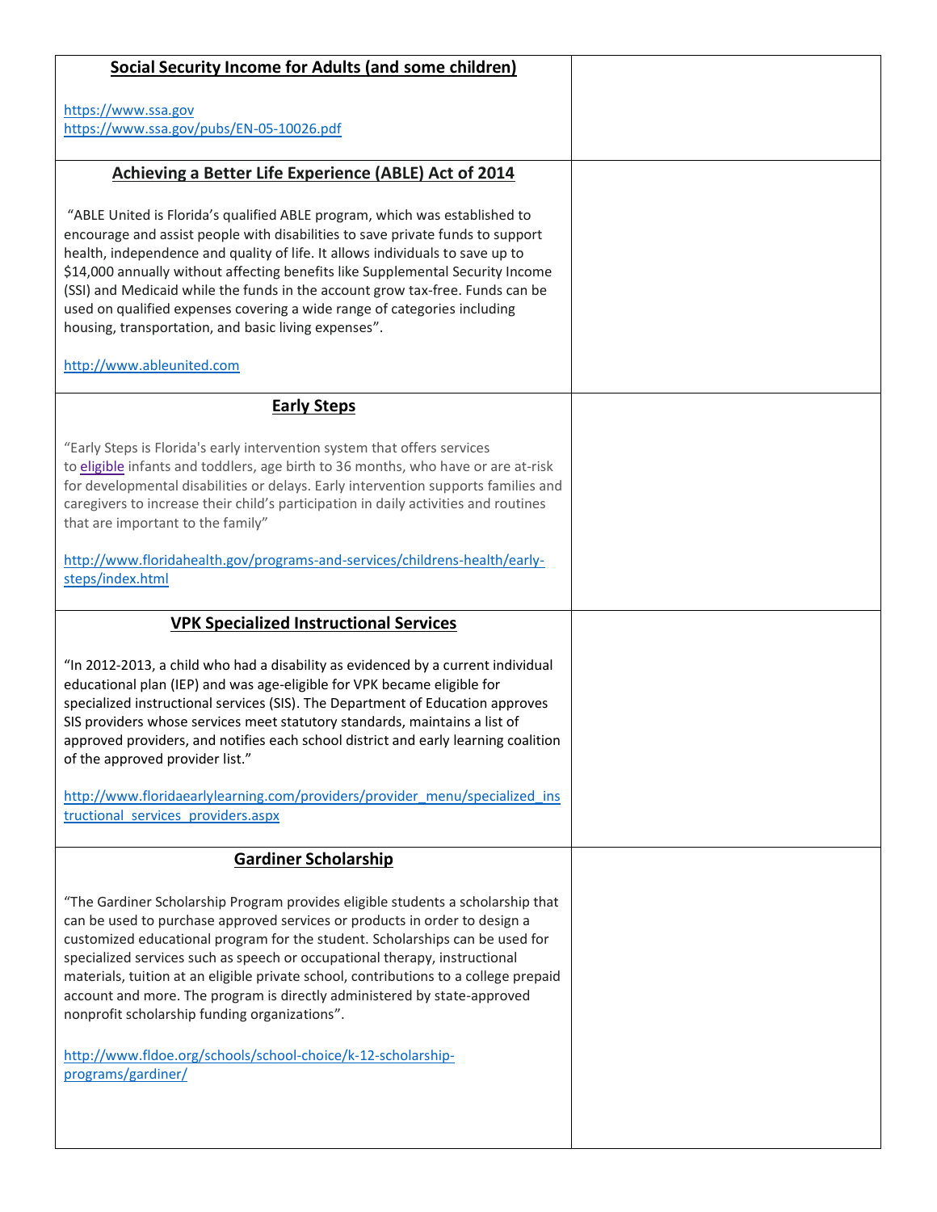| Social Security Income for Adults (and some children)<br><br>https://www.ssa.gov<br>https://www.ssa.gov/pubs/EN-05-10026.pdf | |
|---|---|
| **Achieving a Better Life Experience (ABLE) Act of 2014**<br><br>"ABLE United is Florida's qualified ABLE program, which was established to encourage and assist people with disabilities to save private funds to support health, independence and quality of life. It allows individuals to save up to $14,000 annually without affecting benefits like Supplemental Security Income (SSI) and Medicaid while the funds in the account grow tax-free. Funds can be used on qualified expenses covering a wide range of categories including housing, transportation, and basic living expenses".<br><br>http://www.ableunited.com | |
| **Early Steps**<br><br>"Early Steps is Florida's early intervention system that offers services to eligible infants and toddlers, age birth to 36 months, who have or are at-risk for developmental disabilities or delays. Early intervention supports families and caregivers to increase their child's participation in daily activities and routines that are important to the family"<br><br>http://www.floridahealth.gov/programs-and-services/childrens-health/early-steps/index.html | |
| **VPK Specialized Instructional Services**<br><br>"In 2012-2013, a child who had a disability as evidenced by a current individual educational plan (IEP) and was age-eligible for VPK became eligible for specialized instructional services (SIS). The Department of Education approves SIS providers whose services meet statutory standards, maintains a list of approved providers, and notifies each school district and early learning coalition of the approved provider list."<br><br>http://www.floridaearlylearning.com/providers/provider_menu/specialized_instructional_services_providers.aspx | |
| **Gardiner Scholarship**<br><br>"The Gardiner Scholarship Program provides eligible students a scholarship that can be used to purchase approved services or products in order to design a customized educational program for the student. Scholarships can be used for specialized services such as speech or occupational therapy, instructional materials, tuition at an eligible private school, contributions to a college prepaid account and more. The program is directly administered by state-approved nonprofit scholarship funding organizations".<br><br>http://www.fldoe.org/schools/school-choice/k-12-scholarship-programs/gardiner/ | |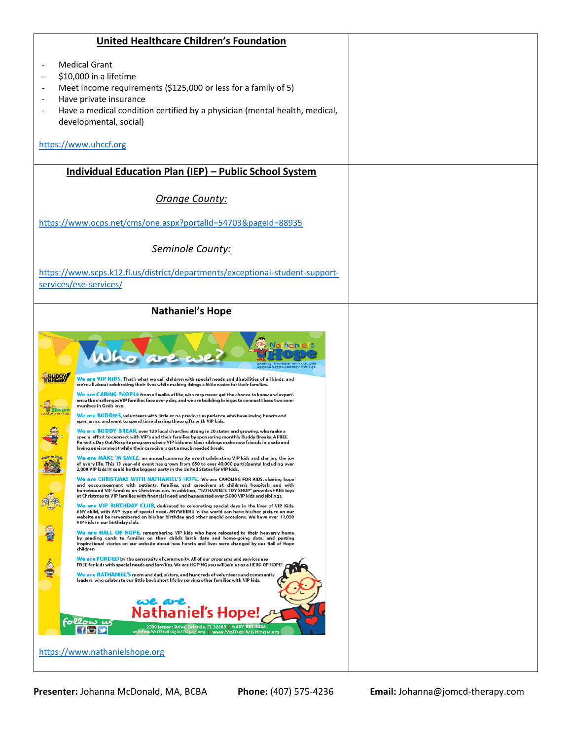## United Healthcare Children's Foundation

- Medical Grant
- $10,000 in a lifetime
- Meet income requirements ($125,000 or less for a family of 5)
- Have private insurance
- Have a medical condition certified by a physician (mental health, medical, developmental, social)

https://www.uhccf.org

## Individual Education Plan (IEP) – Public School System

*Orange County:*

https://www.ocps.net/cms/one.aspx?portalId=54703&pageId=88935

*Seminole County:*

https://www.scps.k12.fl.us/district/departments/exceptional-student-support-services/ese-services/

## Nathaniel's Hope

**Who are we?**

Nathaniel's Hope – Sharing "The Hope" with Kids with Special Needs and Their Families

**We are VIP KIDS.** That's what we call children with special needs and disabilities of all kinds, and we're all about celebrating their lives while making things a little easier for their families.

**We are CARING PEOPLE** from all walks of life, who may never get the chance to know and experience the challenges VIP families face every day, and we are building bridges to connect these two communities in God's love.

**We are BUDDIES,** volunteers with little or no previous experience who have loving hearts and open arms, and want to spend time sharing these gifts with VIP kids.

**We are BUDDY BREAK,** over 120 local churches strong in 20 states and growing, who make a special effort to connect with VIP's and their families by sponsoring monthly Buddy Breaks. A FREE Parent's Day Out/Respite program where VIP kids and their siblings make new friends in a safe and loving environment while their caregivers get a much needed break.

**We are MAKE 'M SMILE,** an annual community event celebrating VIP kids and sharing the joy of every life. This 13 year-old event has grown from 650 to over 40,000 participants! Including over 2,000 VIP kids! It could be the biggest party in the United States for VIP kids.

**We are CHRISTMAS WITH NATHANIEL'S HOPE.** We are CAROLING FOR KIDS, sharing hope and encouragement with patients, families, and caregivers at children's hospitals and with homebound VIP families on Christmas day. In addition, "NATHANIEL'S TOY SHOP" provides FREE toys at Christmas to VIP families with financial need and has assisted over 5,000 VIP kids and siblings.

**We are VIP BIRTHDAY CLUB,** dedicated to celebrating special days in the lives of VIP Kids. ANY child, with ANY type of special need, ANYWHERE in the world can have his/her picture on our website and be remembered on his/her birthday and other special occasions. We have over 11,000 VIP kids in our birthday club.

**We are HALL OF HOPE,** remembering VIP kids who have relocated to their heavenly home by sending cards to families on their child's birth date and home-going date, and posting inspirational stories on our website about how hearts and lives were changed by our Hall of Hope children.

**We are FUNDED** by the generosity of community. All of our programs and services are FREE for kids with special needs and families. We are HOPING you will join us as a HERO OF HOPE!

**We are NATHANIEL'S** mom and dad, sisters, and hundreds of volunteers and community leaders, who celebrate our little boy's short life by serving other families with VIP kids.

**we are Nathaniel's Hope!**

follow us

2300 Jetport Drive, Orlando, FL 32809 | t: 407-857-8224
e: info@NathanielsHope.org | www.NathanielsHope.org

https://www.nathanielshope.org

**Presenter:** Johanna McDonald, MA, BCBA **Phone:** (407) 575-4236 **Email:** Johanna@jomcd-therapy.com